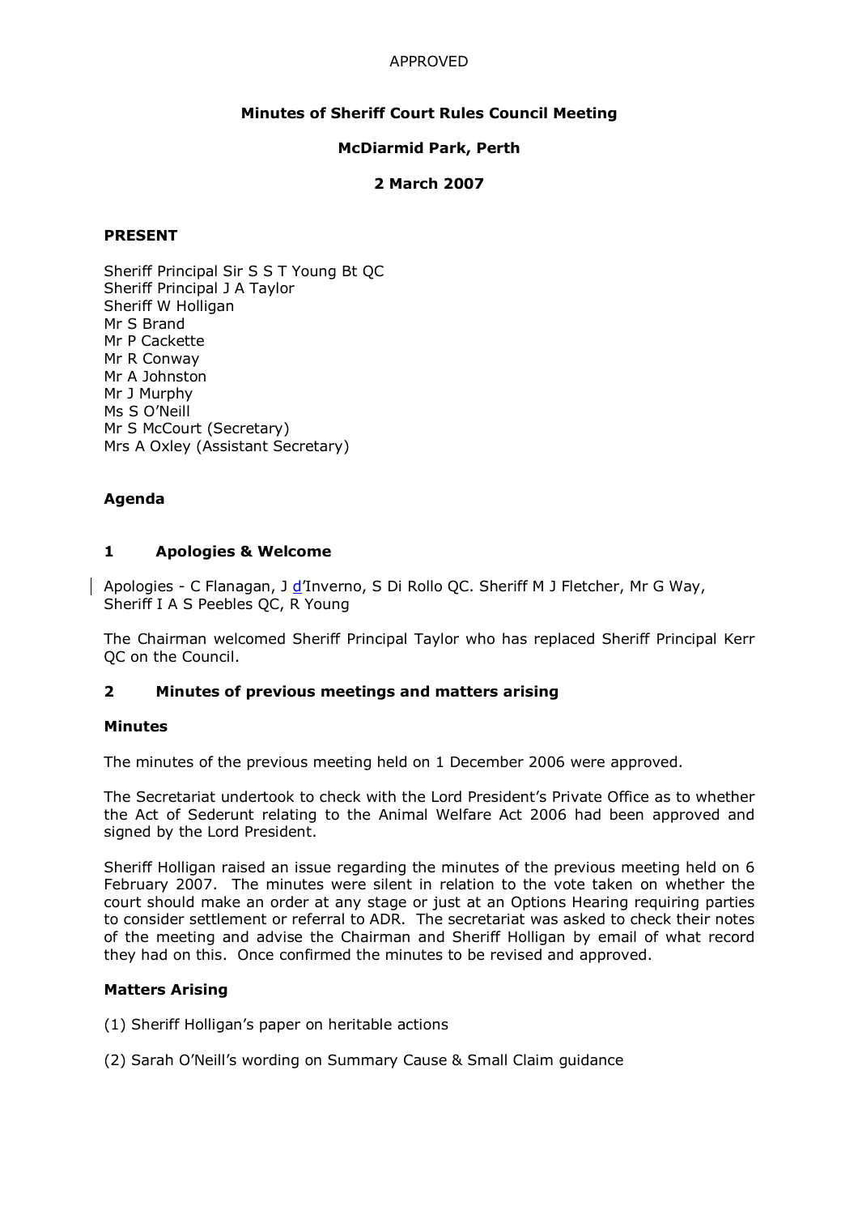APPROVED

# Minutes of Sheriff Court Rules Council Meeting

## McDiarmid Park, Perth

## 2 March 2007

**PRESENT**

Sheriff Principal Sir S S T Young Bt QC
Sheriff Principal J A Taylor
Sheriff W Holligan
Mr S Brand
Mr P Cackette
Mr R Conway
Mr A Johnston
Mr J Murphy
Ms S O'Neill
Mr S McCourt (Secretary)
Mrs A Oxley (Assistant Secretary)

**Agenda**

### 1 Apologies & Welcome

Apologies - C Flanagan, J d'Inverno, S Di Rollo QC. Sheriff M J Fletcher, Mr G Way, Sheriff I A S Peebles QC, R Young

The Chairman welcomed Sheriff Principal Taylor who has replaced Sheriff Principal Kerr QC on the Council.

### 2 Minutes of previous meetings and matters arising

**Minutes**

The minutes of the previous meeting held on 1 December 2006 were approved.

The Secretariat undertook to check with the Lord President's Private Office as to whether the Act of Sederunt relating to the Animal Welfare Act 2006 had been approved and signed by the Lord President.

Sheriff Holligan raised an issue regarding the minutes of the previous meeting held on 6 February 2007. The minutes were silent in relation to the vote taken on whether the court should make an order at any stage or just at an Options Hearing requiring parties to consider settlement or referral to ADR. The secretariat was asked to check their notes of the meeting and advise the Chairman and Sheriff Holligan by email of what record they had on this. Once confirmed the minutes to be revised and approved.

**Matters Arising**

(1) Sheriff Holligan's paper on heritable actions

(2) Sarah O'Neill's wording on Summary Cause & Small Claim guidance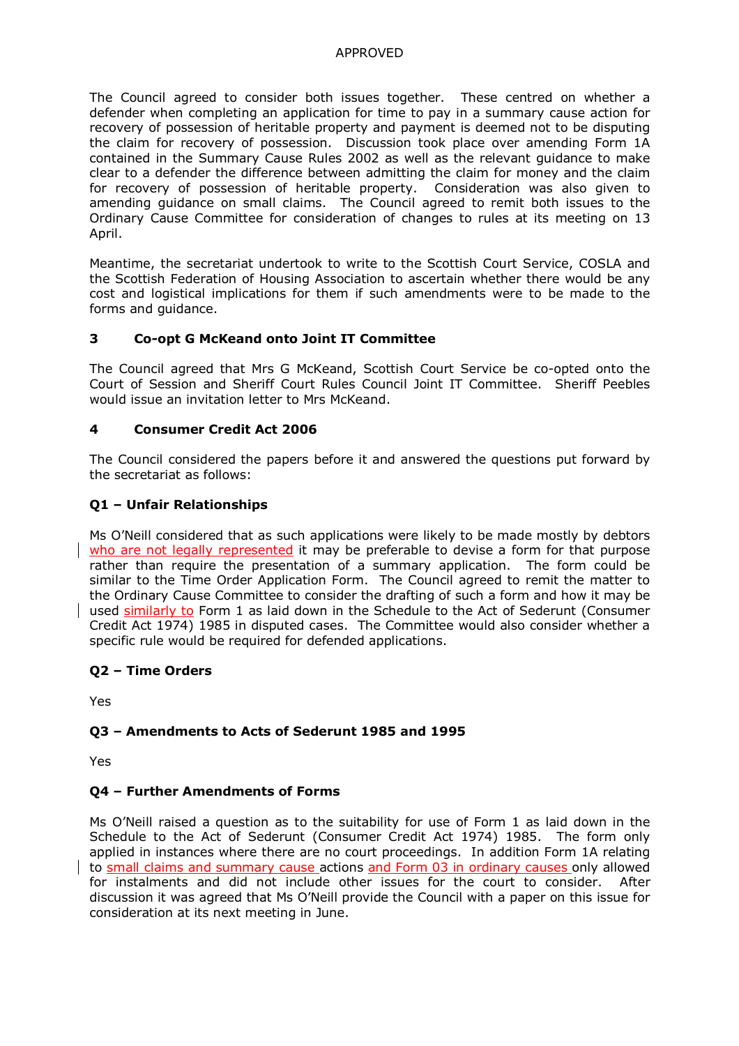The Council agreed to consider both issues together. These centred on whether a defender when completing an application for time to pay in a summary cause action for recovery of possession of heritable property and payment is deemed not to be disputing the claim for recovery of possession. Discussion took place over amending Form 1A contained in the Summary Cause Rules 2002 as well as the relevant guidance to make clear to a defender the difference between admitting the claim for money and the claim for recovery of possession of heritable property. Consideration was also given to amending guidance on small claims. The Council agreed to remit both issues to the Ordinary Cause Committee for consideration of changes to rules at its meeting on 13 April.

Meantime, the secretariat undertook to write to the Scottish Court Service, COSLA and the Scottish Federation of Housing Association to ascertain whether there would be any cost and logistical implications for them if such amendments were to be made to the forms and guidance.

### 3 Co-opt G McKeand onto Joint IT Committee

The Council agreed that Mrs G McKeand, Scottish Court Service be co-opted onto the Court of Session and Sheriff Court Rules Council Joint IT Committee. Sheriff Peebles would issue an invitation letter to Mrs McKeand.

### 4 Consumer Credit Act 2006

The Council considered the papers before it and answered the questions put forward by the secretariat as follows:

#### Q1 – Unfair Relationships

Ms O'Neill considered that as such applications were likely to be made mostly by debtors who are not legally represented it may be preferable to devise a form for that purpose rather than require the presentation of a summary application. The form could be similar to the Time Order Application Form. The Council agreed to remit the matter to the Ordinary Cause Committee to consider the drafting of such a form and how it may be used similarly to Form 1 as laid down in the Schedule to the Act of Sederunt (Consumer Credit Act 1974) 1985 in disputed cases. The Committee would also consider whether a specific rule would be required for defended applications.

#### Q2 – Time Orders

Yes

#### Q3 – Amendments to Acts of Sederunt 1985 and 1995

Yes

#### Q4 – Further Amendments of Forms

Ms O'Neill raised a question as to the suitability for use of Form 1 as laid down in the Schedule to the Act of Sederunt (Consumer Credit Act 1974) 1985. The form only applied in instances where there are no court proceedings. In addition Form 1A relating to small claims and summary cause actions and Form 03 in ordinary causes only allowed for instalments and did not include other issues for the court to consider. After discussion it was agreed that Ms O'Neill provide the Council with a paper on this issue for consideration at its next meeting in June.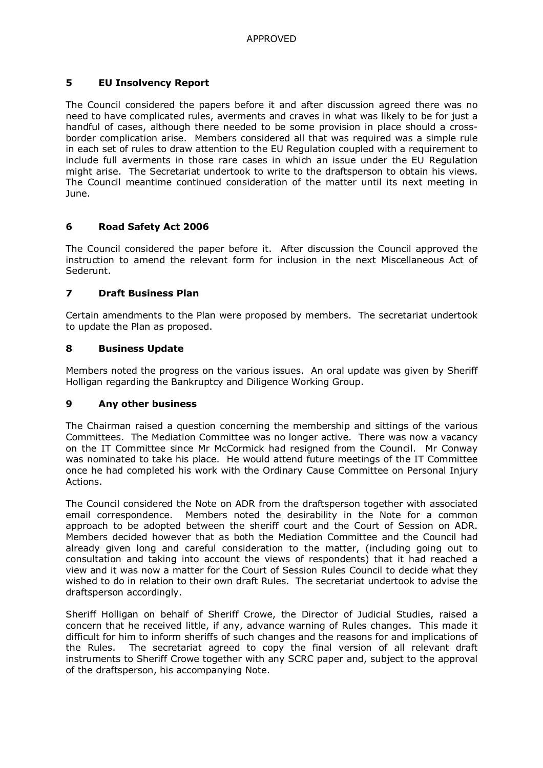APPROVED

## 5 EU Insolvency Report

The Council considered the papers before it and after discussion agreed there was no need to have complicated rules, averments and craves in what was likely to be for just a handful of cases, although there needed to be some provision in place should a cross-border complication arise. Members considered all that was required was a simple rule in each set of rules to draw attention to the EU Regulation coupled with a requirement to include full averments in those rare cases in which an issue under the EU Regulation might arise. The Secretariat undertook to write to the draftsperson to obtain his views. The Council meantime continued consideration of the matter until its next meeting in June.

## 6 Road Safety Act 2006

The Council considered the paper before it. After discussion the Council approved the instruction to amend the relevant form for inclusion in the next Miscellaneous Act of Sederunt.

## 7 Draft Business Plan

Certain amendments to the Plan were proposed by members. The secretariat undertook to update the Plan as proposed.

## 8 Business Update

Members noted the progress on the various issues. An oral update was given by Sheriff Holligan regarding the Bankruptcy and Diligence Working Group.

## 9 Any other business

The Chairman raised a question concerning the membership and sittings of the various Committees. The Mediation Committee was no longer active. There was now a vacancy on the IT Committee since Mr McCormick had resigned from the Council. Mr Conway was nominated to take his place. He would attend future meetings of the IT Committee once he had completed his work with the Ordinary Cause Committee on Personal Injury Actions.

The Council considered the Note on ADR from the draftsperson together with associated email correspondence. Members noted the desirability in the Note for a common approach to be adopted between the sheriff court and the Court of Session on ADR. Members decided however that as both the Mediation Committee and the Council had already given long and careful consideration to the matter, (including going out to consultation and taking into account the views of respondents) that it had reached a view and it was now a matter for the Court of Session Rules Council to decide what they wished to do in relation to their own draft Rules. The secretariat undertook to advise the draftsperson accordingly.

Sheriff Holligan on behalf of Sheriff Crowe, the Director of Judicial Studies, raised a concern that he received little, if any, advance warning of Rules changes. This made it difficult for him to inform sheriffs of such changes and the reasons for and implications of the Rules. The secretariat agreed to copy the final version of all relevant draft instruments to Sheriff Crowe together with any SCRC paper and, subject to the approval of the draftsperson, his accompanying Note.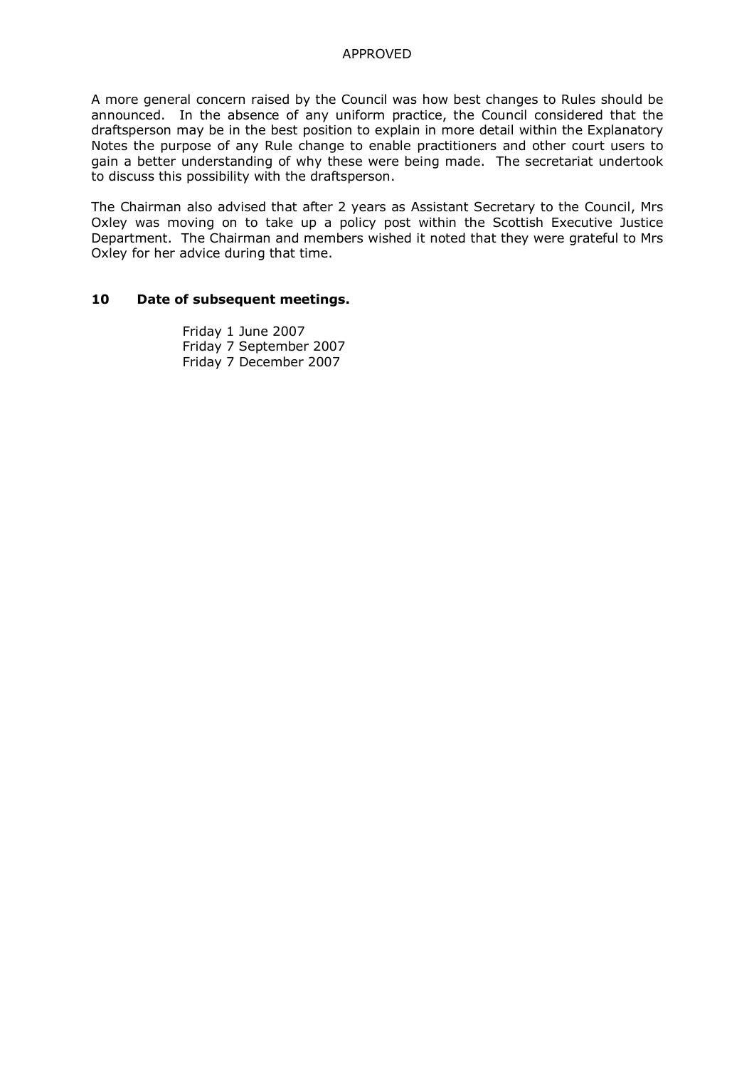A more general concern raised by the Council was how best changes to Rules should be announced. In the absence of any uniform practice, the Council considered that the draftsperson may be in the best position to explain in more detail within the Explanatory Notes the purpose of any Rule change to enable practitioners and other court users to gain a better understanding of why these were being made. The secretariat undertook to discuss this possibility with the draftsperson.

The Chairman also advised that after 2 years as Assistant Secretary to the Council, Mrs Oxley was moving on to take up a policy post within the Scottish Executive Justice Department. The Chairman and members wished it noted that they were grateful to Mrs Oxley for her advice during that time.

## 10 Date of subsequent meetings.

Friday 1 June 2007
Friday 7 September 2007
Friday 7 December 2007